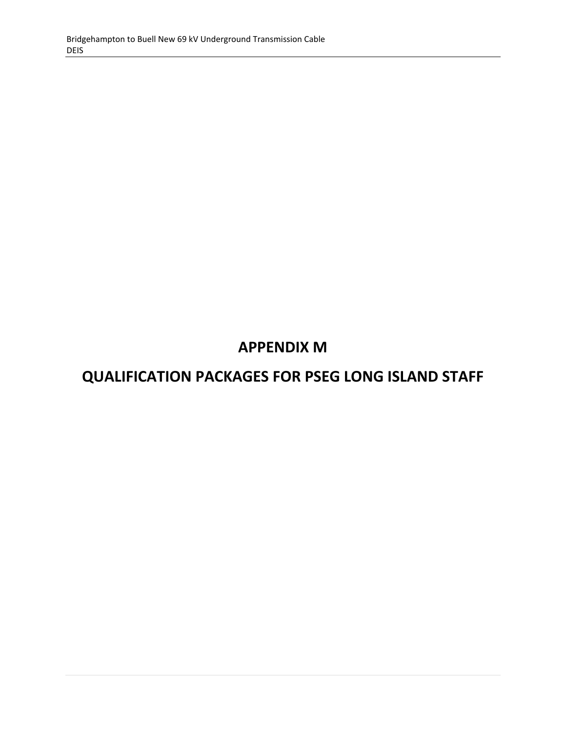# APPENDIX M

# QUALIFICATION PACKAGES FOR PSEG LONG ISLAND STAFF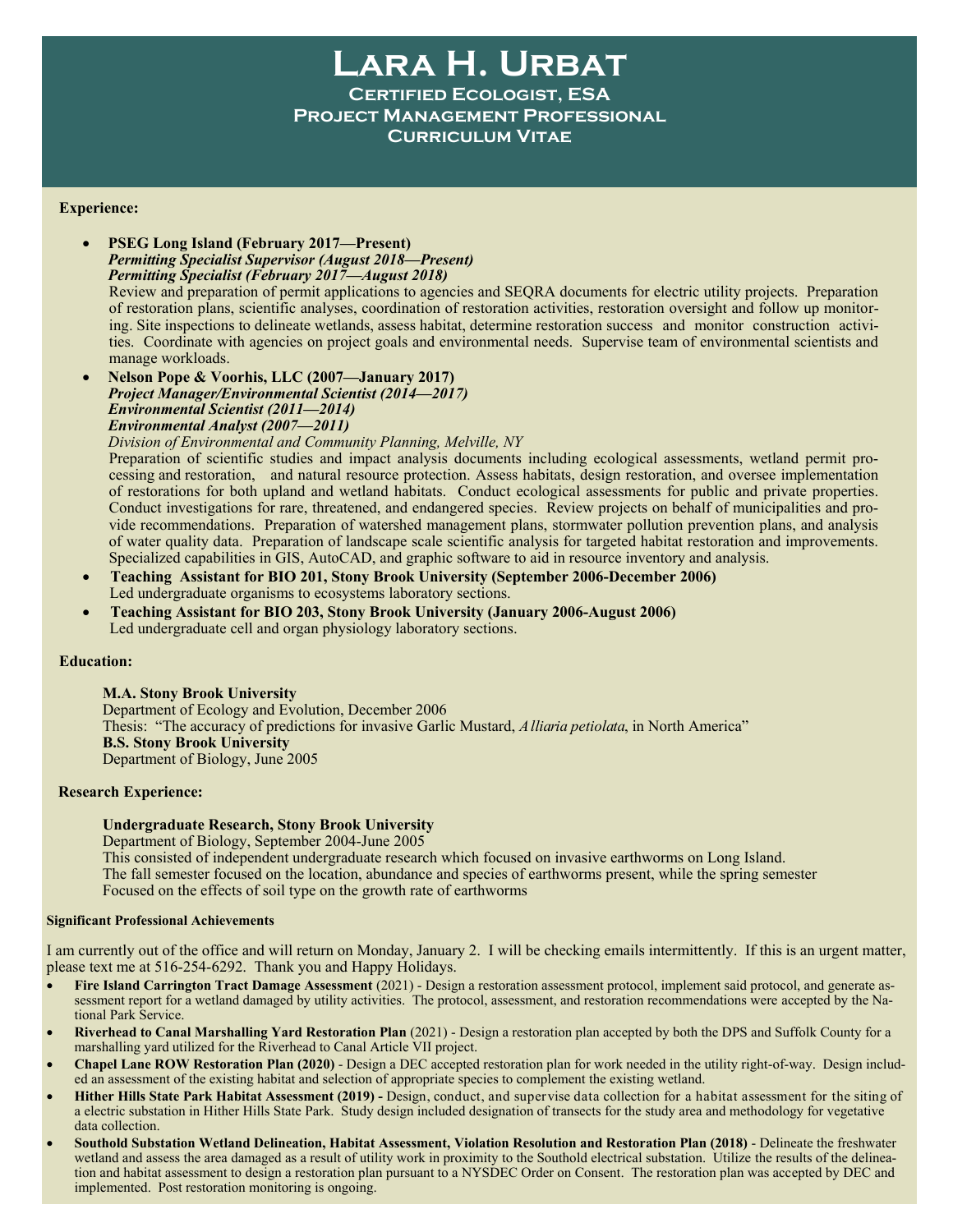# Lara H. Urbat

## Certified Ecologist, ESA
## Project Management Professional
## Curriculum Vitae

**Experience:**

- **PSEG Long Island (February 2017—Present)**
  ***Permitting Specialist Supervisor (August 2018—Present)***
  ***Permitting Specialist (February 2017—August 2018)***
  Review and preparation of permit applications to agencies and SEQRA documents for electric utility projects. Preparation of restoration plans, scientific analyses, coordination of restoration activities, restoration oversight and follow up monitoring. Site inspections to delineate wetlands, assess habitat, determine restoration success and monitor construction activities. Coordinate with agencies on project goals and environmental needs. Supervise team of environmental scientists and manage workloads.
- **Nelson Pope & Voorhis, LLC (2007—January 2017)**
  ***Project Manager/Environmental Scientist (2014—2017)***
  ***Environmental Scientist (2011—2014)***
  ***Environmental Analyst (2007—2011)***
  *Division of Environmental and Community Planning, Melville, NY*
  Preparation of scientific studies and impact analysis documents including ecological assessments, wetland permit processing and restoration, and natural resource protection. Assess habitats, design restoration, and oversee implementation of restorations for both upland and wetland habitats. Conduct ecological assessments for public and private properties. Conduct investigations for rare, threatened, and endangered species. Review projects on behalf of municipalities and provide recommendations. Preparation of watershed management plans, stormwater pollution prevention plans, and analysis of water quality data. Preparation of landscape scale scientific analysis for targeted habitat restoration and improvements. Specialized capabilities in GIS, AutoCAD, and graphic software to aid in resource inventory and analysis.
- **Teaching Assistant for BIO 201, Stony Brook University (September 2006-December 2006)**
  Led undergraduate organisms to ecosystems laboratory sections.
- **Teaching Assistant for BIO 203, Stony Brook University (January 2006-August 2006)**
  Led undergraduate cell and organ physiology laboratory sections.

**Education:**

**M.A. Stony Brook University**
Department of Ecology and Evolution, December 2006
Thesis: "The accuracy of predictions for invasive Garlic Mustard, *Alliaria petiolata*, in North America"
**B.S. Stony Brook University**
Department of Biology, June 2005

**Research Experience:**

**Undergraduate Research, Stony Brook University**
Department of Biology, September 2004-June 2005
This consisted of independent undergraduate research which focused on invasive earthworms on Long Island.
The fall semester focused on the location, abundance and species of earthworms present, while the spring semester
Focused on the effects of soil type on the growth rate of earthworms

**Significant Professional Achievements**

I am currently out of the office and will return on Monday, January 2. I will be checking emails intermittently. If this is an urgent matter, please text me at 516-254-6292. Thank you and Happy Holidays.

- **Fire Island Carrington Tract Damage Assessment** (2021) - Design a restoration assessment protocol, implement said protocol, and generate assessment report for a wetland damaged by utility activities. The protocol, assessment, and restoration recommendations were accepted by the National Park Service.
- **Riverhead to Canal Marshalling Yard Restoration Plan** (2021) - Design a restoration plan accepted by both the DPS and Suffolk County for a marshalling yard utilized for the Riverhead to Canal Article VII project.
- **Chapel Lane ROW Restoration Plan (2020)** - Design a DEC accepted restoration plan for work needed in the utility right-of-way. Design included an assessment of the existing habitat and selection of appropriate species to complement the existing wetland.
- **Hither Hills State Park Habitat Assessment (2019) -** Design, conduct, and supervise data collection for a habitat assessment for the siting of a electric substation in Hither Hills State Park. Study design included designation of transects for the study area and methodology for vegetative data collection.
- **Southold Substation Wetland Delineation, Habitat Assessment, Violation Resolution and Restoration Plan (2018)** - Delineate the freshwater wetland and assess the area damaged as a result of utility work in proximity to the Southold electrical substation. Utilize the results of the delineation and habitat assessment to design a restoration plan pursuant to a NYSDEC Order on Consent. The restoration plan was accepted by DEC and implemented. Post restoration monitoring is ongoing.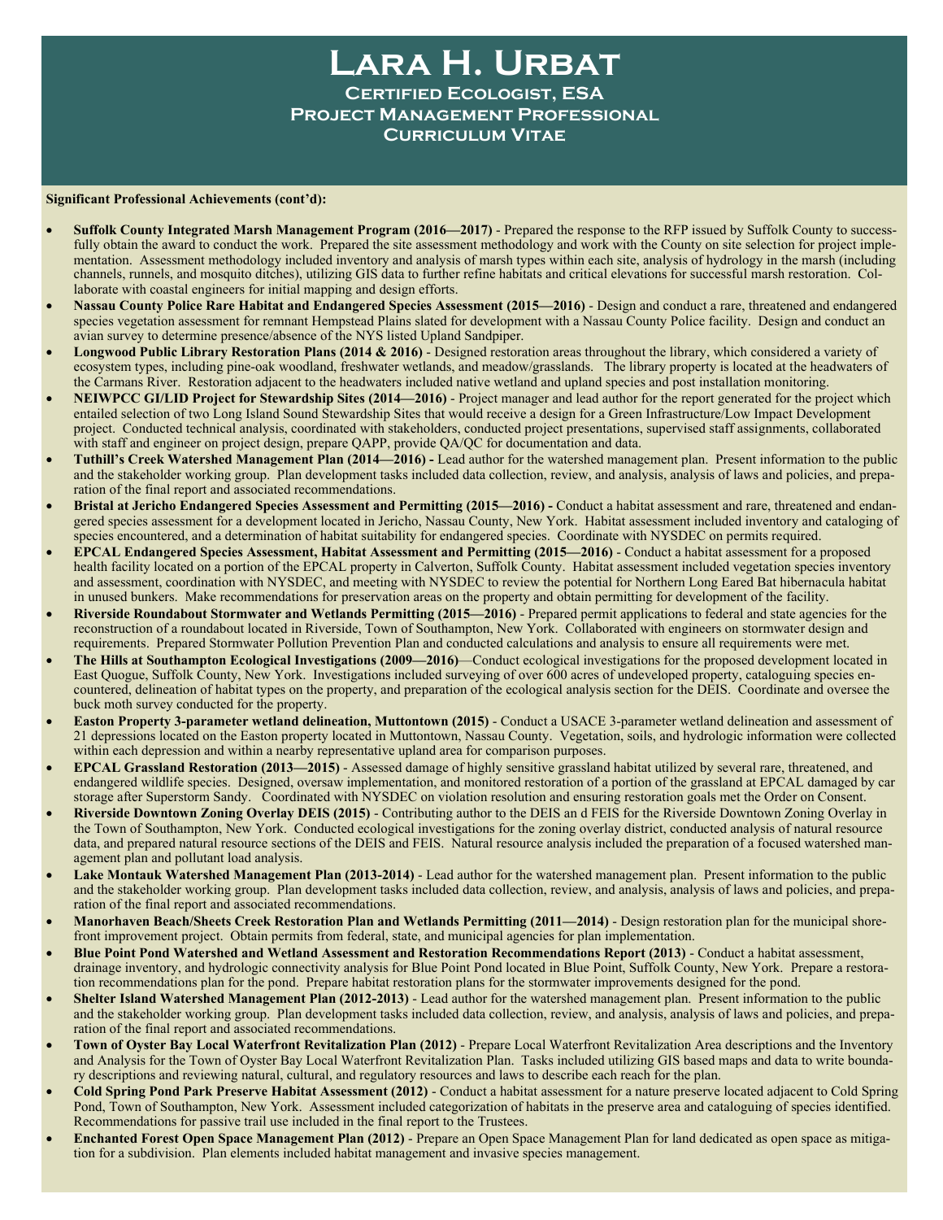# Lara H. Urbat

## Certified Ecologist, ESA
## Project Management Professional
## Curriculum Vitae

**Significant Professional Achievements (cont'd):**

- **Suffolk County Integrated Marsh Management Program (2016—2017)** - Prepared the response to the RFP issued by Suffolk County to successfully obtain the award to conduct the work. Prepared the site assessment methodology and work with the County on site selection for project implementation. Assessment methodology included inventory and analysis of marsh types within each site, analysis of hydrology in the marsh (including channels, runnels, and mosquito ditches), utilizing GIS data to further refine habitats and critical elevations for successful marsh restoration. Collaborate with coastal engineers for initial mapping and design efforts.
- **Nassau County Police Rare Habitat and Endangered Species Assessment (2015—2016)** - Design and conduct a rare, threatened and endangered species vegetation assessment for remnant Hempstead Plains slated for development with a Nassau County Police facility. Design and conduct an avian survey to determine presence/absence of the NYS listed Upland Sandpiper.
- **Longwood Public Library Restoration Plans (2014 & 2016)** - Designed restoration areas throughout the library, which considered a variety of ecosystem types, including pine-oak woodland, freshwater wetlands, and meadow/grasslands. The library property is located at the headwaters of the Carmans River. Restoration adjacent to the headwaters included native wetland and upland species and post installation monitoring.
- **NEIWPCC GI/LID Project for Stewardship Sites (2014—2016)** - Project manager and lead author for the report generated for the project which entailed selection of two Long Island Sound Stewardship Sites that would receive a design for a Green Infrastructure/Low Impact Development project. Conducted technical analysis, coordinated with stakeholders, conducted project presentations, supervised staff assignments, collaborated with staff and engineer on project design, prepare QAPP, provide QA/QC for documentation and data.
- **Tuthill's Creek Watershed Management Plan (2014—2016) -** Lead author for the watershed management plan. Present information to the public and the stakeholder working group. Plan development tasks included data collection, review, and analysis, analysis of laws and policies, and preparation of the final report and associated recommendations.
- **Bristal at Jericho Endangered Species Assessment and Permitting (2015—2016) -** Conduct a habitat assessment and rare, threatened and endangered species assessment for a development located in Jericho, Nassau County, New York. Habitat assessment included inventory and cataloging of species encountered, and a determination of habitat suitability for endangered species. Coordinate with NYSDEC on permits required.
- **EPCAL Endangered Species Assessment, Habitat Assessment and Permitting (2015—2016)** - Conduct a habitat assessment for a proposed health facility located on a portion of the EPCAL property in Calverton, Suffolk County. Habitat assessment included vegetation species inventory and assessment, coordination with NYSDEC, and meeting with NYSDEC to review the potential for Northern Long Eared Bat hibernacula habitat in unused bunkers. Make recommendations for preservation areas on the property and obtain permitting for development of the facility.
- **Riverside Roundabout Stormwater and Wetlands Permitting (2015—2016)** - Prepared permit applications to federal and state agencies for the reconstruction of a roundabout located in Riverside, Town of Southampton, New York. Collaborated with engineers on stormwater design and requirements. Prepared Stormwater Pollution Prevention Plan and conducted calculations and analysis to ensure all requirements were met.
- **The Hills at Southampton Ecological Investigations (2009—2016)**—Conduct ecological investigations for the proposed development located in East Quogue, Suffolk County, New York. Investigations included surveying of over 600 acres of undeveloped property, cataloguing species encountered, delineation of habitat types on the property, and preparation of the ecological analysis section for the DEIS. Coordinate and oversee the buck moth survey conducted for the property.
- **Easton Property 3-parameter wetland delineation, Muttontown (2015)** - Conduct a USACE 3-parameter wetland delineation and assessment of 21 depressions located on the Easton property located in Muttontown, Nassau County. Vegetation, soils, and hydrologic information were collected within each depression and within a nearby representative upland area for comparison purposes.
- **EPCAL Grassland Restoration (2013—2015)** - Assessed damage of highly sensitive grassland habitat utilized by several rare, threatened, and endangered wildlife species. Designed, oversaw implementation, and monitored restoration of a portion of the grassland at EPCAL damaged by car storage after Superstorm Sandy. Coordinated with NYSDEC on violation resolution and ensuring restoration goals met the Order on Consent.
- **Riverside Downtown Zoning Overlay DEIS (2015)** - Contributing author to the DEIS an d FEIS for the Riverside Downtown Zoning Overlay in the Town of Southampton, New York. Conducted ecological investigations for the zoning overlay district, conducted analysis of natural resource data, and prepared natural resource sections of the DEIS and FEIS. Natural resource analysis included the preparation of a focused watershed management plan and pollutant load analysis.
- **Lake Montauk Watershed Management Plan (2013-2014)** - Lead author for the watershed management plan. Present information to the public and the stakeholder working group. Plan development tasks included data collection, review, and analysis, analysis of laws and policies, and preparation of the final report and associated recommendations.
- **Manorhaven Beach/Sheets Creek Restoration Plan and Wetlands Permitting (2011—2014)** - Design restoration plan for the municipal shorefront improvement project. Obtain permits from federal, state, and municipal agencies for plan implementation.
- **Blue Point Pond Watershed and Wetland Assessment and Restoration Recommendations Report (2013)** - Conduct a habitat assessment, drainage inventory, and hydrologic connectivity analysis for Blue Point Pond located in Blue Point, Suffolk County, New York. Prepare a restoration recommendations plan for the pond. Prepare habitat restoration plans for the stormwater improvements designed for the pond.
- **Shelter Island Watershed Management Plan (2012-2013)** - Lead author for the watershed management plan. Present information to the public and the stakeholder working group. Plan development tasks included data collection, review, and analysis, analysis of laws and policies, and preparation of the final report and associated recommendations.
- **Town of Oyster Bay Local Waterfront Revitalization Plan (2012)** - Prepare Local Waterfront Revitalization Area descriptions and the Inventory and Analysis for the Town of Oyster Bay Local Waterfront Revitalization Plan. Tasks included utilizing GIS based maps and data to write boundary descriptions and reviewing natural, cultural, and regulatory resources and laws to describe each reach for the plan.
- **Cold Spring Pond Park Preserve Habitat Assessment (2012)** - Conduct a habitat assessment for a nature preserve located adjacent to Cold Spring Pond, Town of Southampton, New York. Assessment included categorization of habitats in the preserve area and cataloguing of species identified. Recommendations for passive trail use included in the final report to the Trustees.
- **Enchanted Forest Open Space Management Plan (2012)** - Prepare an Open Space Management Plan for land dedicated as open space as mitigation for a subdivision. Plan elements included habitat management and invasive species management.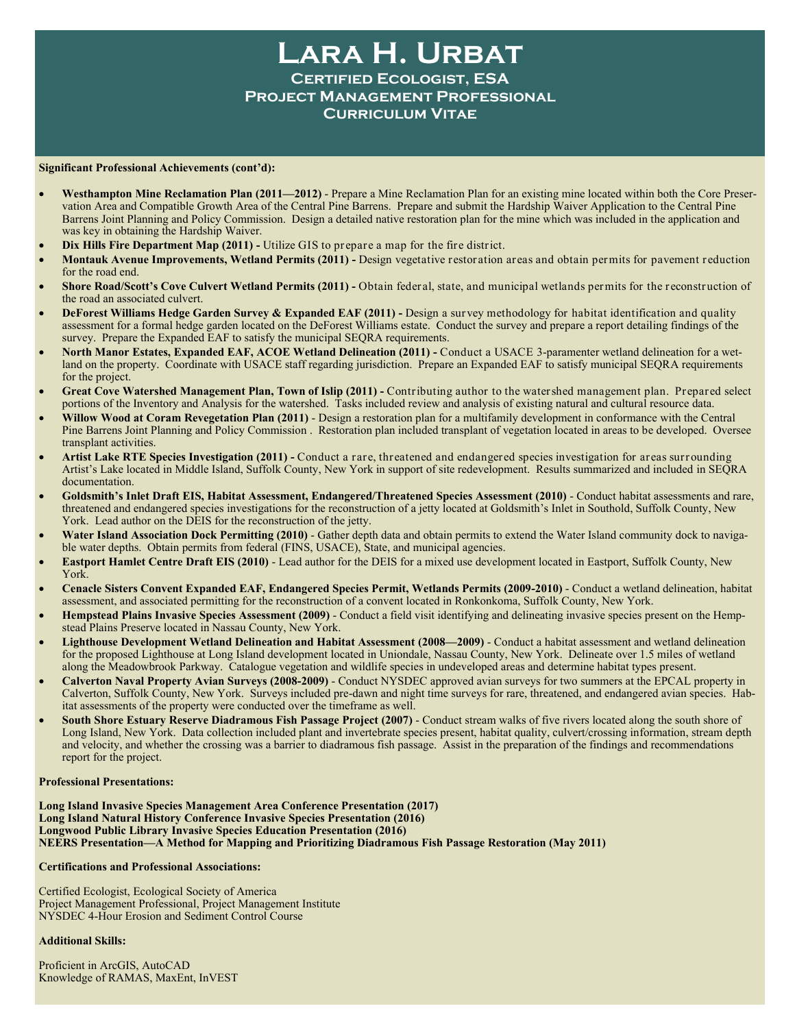# Lara H. Urbat

## Certified Ecologist, ESA
## Project Management Professional
## Curriculum Vitae

**Significant Professional Achievements (cont'd):**

- **Westhampton Mine Reclamation Plan (2011—2012)** - Prepare a Mine Reclamation Plan for an existing mine located within both the Core Preservation Area and Compatible Growth Area of the Central Pine Barrens. Prepare and submit the Hardship Waiver Application to the Central Pine Barrens Joint Planning and Policy Commission. Design a detailed native restoration plan for the mine which was included in the application and was key in obtaining the Hardship Waiver.
- **Dix Hills Fire Department Map (2011) -** Utilize GIS to prepare a map for the fire district.
- **Montauk Avenue Improvements, Wetland Permits (2011) -** Design vegetative restoration areas and obtain permits for pavement reduction for the road end.
- **Shore Road/Scott's Cove Culvert Wetland Permits (2011) -** Obtain federal, state, and municipal wetlands permits for the reconstruction of the road an associated culvert.
- **DeForest Williams Hedge Garden Survey & Expanded EAF (2011) -** Design a survey methodology for habitat identification and quality assessment for a formal hedge garden located on the DeForest Williams estate. Conduct the survey and prepare a report detailing findings of the survey. Prepare the Expanded EAF to satisfy the municipal SEQRA requirements.
- **North Manor Estates, Expanded EAF, ACOE Wetland Delineation (2011) -** Conduct a USACE 3-paramenter wetland delineation for a wetland on the property. Coordinate with USACE staff regarding jurisdiction. Prepare an Expanded EAF to satisfy municipal SEQRA requirements for the project.
- **Great Cove Watershed Management Plan, Town of Islip (2011) -** Contributing author to the watershed management plan. Prepared select portions of the Inventory and Analysis for the watershed. Tasks included review and analysis of existing natural and cultural resource data.
- **Willow Wood at Coram Revegetation Plan (2011)** - Design a restoration plan for a multifamily development in conformance with the Central Pine Barrens Joint Planning and Policy Commission . Restoration plan included transplant of vegetation located in areas to be developed. Oversee transplant activities.
- **Artist Lake RTE Species Investigation (2011) -** Conduct a rare, threatened and endangered species investigation for areas surrounding Artist's Lake located in Middle Island, Suffolk County, New York in support of site redevelopment. Results summarized and included in SEQRA documentation.
- **Goldsmith's Inlet Draft EIS, Habitat Assessment, Endangered/Threatened Species Assessment (2010)** - Conduct habitat assessments and rare, threatened and endangered species investigations for the reconstruction of a jetty located at Goldsmith's Inlet in Southold, Suffolk County, New York. Lead author on the DEIS for the reconstruction of the jetty.
- **Water Island Association Dock Permitting (2010)** - Gather depth data and obtain permits to extend the Water Island community dock to navigable water depths. Obtain permits from federal (FINS, USACE), State, and municipal agencies.
- **Eastport Hamlet Centre Draft EIS (2010)** - Lead author for the DEIS for a mixed use development located in Eastport, Suffolk County, New York.
- **Cenacle Sisters Convent Expanded EAF, Endangered Species Permit, Wetlands Permits (2009-2010)** - Conduct a wetland delineation, habitat assessment, and associated permitting for the reconstruction of a convent located in Ronkonkoma, Suffolk County, New York.
- **Hempstead Plains Invasive Species Assessment (2009)** - Conduct a field visit identifying and delineating invasive species present on the Hempstead Plains Preserve located in Nassau County, New York.
- **Lighthouse Development Wetland Delineation and Habitat Assessment (2008—2009)** - Conduct a habitat assessment and wetland delineation for the proposed Lighthouse at Long Island development located in Uniondale, Nassau County, New York. Delineate over 1.5 miles of wetland along the Meadowbrook Parkway. Catalogue vegetation and wildlife species in undeveloped areas and determine habitat types present.
- **Calverton Naval Property Avian Surveys (2008-2009)** - Conduct NYSDEC approved avian surveys for two summers at the EPCAL property in Calverton, Suffolk County, New York. Surveys included pre-dawn and night time surveys for rare, threatened, and endangered avian species. Habitat assessments of the property were conducted over the timeframe as well.
- **South Shore Estuary Reserve Diadramous Fish Passage Project (2007)** - Conduct stream walks of five rivers located along the south shore of Long Island, New York. Data collection included plant and invertebrate species present, habitat quality, culvert/crossing information, stream depth and velocity, and whether the crossing was a barrier to diadramous fish passage. Assist in the preparation of the findings and recommendations report for the project.

**Professional Presentations:**

**Long Island Invasive Species Management Area Conference Presentation (2017)**
**Long Island Natural History Conference Invasive Species Presentation (2016)**
**Longwood Public Library Invasive Species Education Presentation (2016)**
**NEERS Presentation—A Method for Mapping and Prioritizing Diadramous Fish Passage Restoration (May 2011)**

**Certifications and Professional Associations:**

Certified Ecologist, Ecological Society of America
Project Management Professional, Project Management Institute
NYSDEC 4-Hour Erosion and Sediment Control Course

**Additional Skills:**

Proficient in ArcGIS, AutoCAD
Knowledge of RAMAS, MaxEnt, InVEST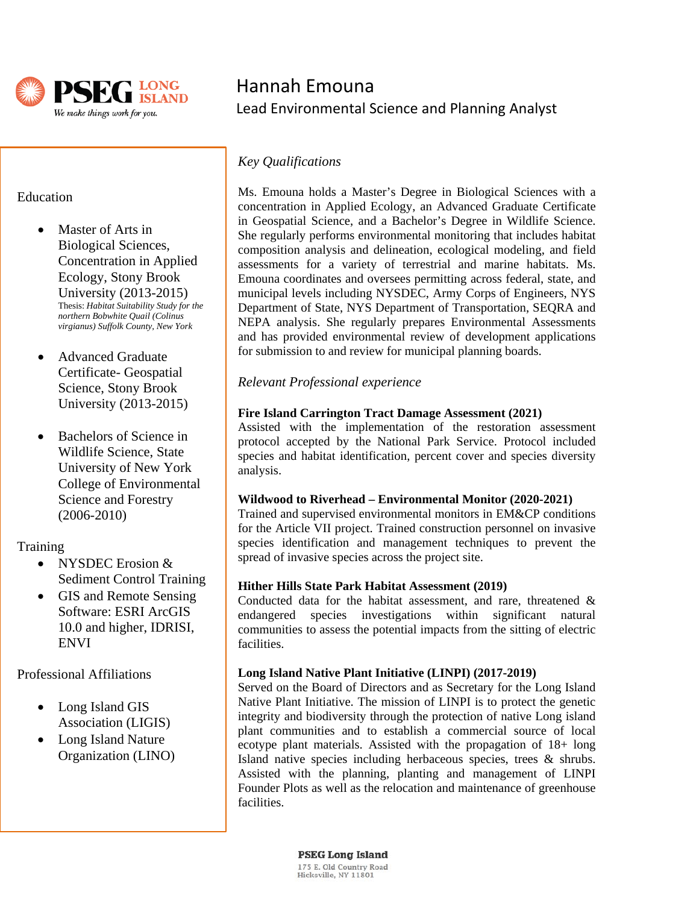PSEG LONG ISLAND
We make things work for you.

# Hannah Emouna

## Lead Environmental Science and Planning Analyst

### Education

- Master of Arts in Biological Sciences, Concentration in Applied Ecology, Stony Brook University (2013-2015)
  Thesis: *Habitat Suitability Study for the northern Bobwhite Quail (Colinus virgianus) Suffolk County, New York*
- Advanced Graduate Certificate- Geospatial Science, Stony Brook University (2013-2015)
- Bachelors of Science in Wildlife Science, State University of New York College of Environmental Science and Forestry (2006-2010)

### Training

- NYSDEC Erosion & Sediment Control Training
- GIS and Remote Sensing Software: ESRI ArcGIS 10.0 and higher, IDRISI, ENVI

### Professional Affiliations

- Long Island GIS Association (LIGIS)
- Long Island Nature Organization (LINO)

### *Key Qualifications*

Ms. Emouna holds a Master's Degree in Biological Sciences with a concentration in Applied Ecology, an Advanced Graduate Certificate in Geospatial Science, and a Bachelor's Degree in Wildlife Science. She regularly performs environmental monitoring that includes habitat composition analysis and delineation, ecological modeling, and field assessments for a variety of terrestrial and marine habitats. Ms. Emouna coordinates and oversees permitting across federal, state, and municipal levels including NYSDEC, Army Corps of Engineers, NYS Department of State, NYS Department of Transportation, SEQRA and NEPA analysis. She regularly prepares Environmental Assessments and has provided environmental review of development applications for submission to and review for municipal planning boards.

### *Relevant Professional experience*

**Fire Island Carrington Tract Damage Assessment (2021)**
Assisted with the implementation of the restoration assessment protocol accepted by the National Park Service. Protocol included species and habitat identification, percent cover and species diversity analysis.

**Wildwood to Riverhead – Environmental Monitor (2020-2021)**
Trained and supervised environmental monitors in EM&CP conditions for the Article VII project. Trained construction personnel on invasive species identification and management techniques to prevent the spread of invasive species across the project site.

**Hither Hills State Park Habitat Assessment (2019)**
Conducted data for the habitat assessment, and rare, threatened & endangered species investigations within significant natural communities to assess the potential impacts from the sitting of electric facilities.

**Long Island Native Plant Initiative (LINPI) (2017-2019)**
Served on the Board of Directors and as Secretary for the Long Island Native Plant Initiative. The mission of LINPI is to protect the genetic integrity and biodiversity through the protection of native Long island plant communities and to establish a commercial source of local ecotype plant materials. Assisted with the propagation of 18+ long Island native species including herbaceous species, trees & shrubs. Assisted with the planning, planting and management of LINPI Founder Plots as well as the relocation and maintenance of greenhouse facilities.

PSEG Long Island
175 E. Old Country Road
Hicksville, NY 11801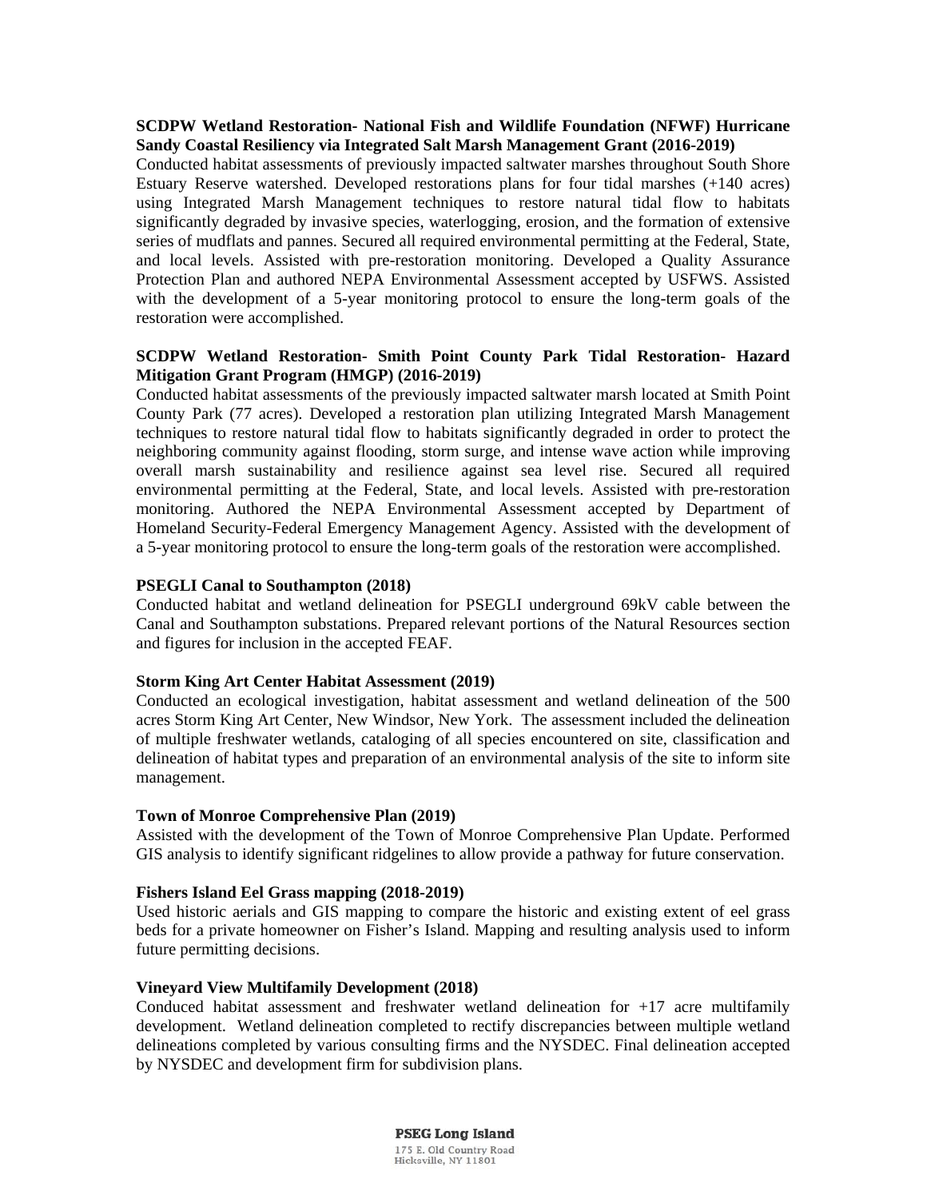**SCDPW Wetland Restoration- National Fish and Wildlife Foundation (NFWF) Hurricane Sandy Coastal Resiliency via Integrated Salt Marsh Management Grant (2016-2019)**
Conducted habitat assessments of previously impacted saltwater marshes throughout South Shore Estuary Reserve watershed. Developed restorations plans for four tidal marshes (+140 acres) using Integrated Marsh Management techniques to restore natural tidal flow to habitats significantly degraded by invasive species, waterlogging, erosion, and the formation of extensive series of mudflats and pannes. Secured all required environmental permitting at the Federal, State, and local levels. Assisted with pre-restoration monitoring. Developed a Quality Assurance Protection Plan and authored NEPA Environmental Assessment accepted by USFWS. Assisted with the development of a 5-year monitoring protocol to ensure the long-term goals of the restoration were accomplished.

**SCDPW Wetland Restoration- Smith Point County Park Tidal Restoration- Hazard Mitigation Grant Program (HMGP) (2016-2019)**
Conducted habitat assessments of the previously impacted saltwater marsh located at Smith Point County Park (77 acres). Developed a restoration plan utilizing Integrated Marsh Management techniques to restore natural tidal flow to habitats significantly degraded in order to protect the neighboring community against flooding, storm surge, and intense wave action while improving overall marsh sustainability and resilience against sea level rise. Secured all required environmental permitting at the Federal, State, and local levels. Assisted with pre-restoration monitoring. Authored the NEPA Environmental Assessment accepted by Department of Homeland Security-Federal Emergency Management Agency. Assisted with the development of a 5-year monitoring protocol to ensure the long-term goals of the restoration were accomplished.

**PSEGLI Canal to Southampton (2018)**
Conducted habitat and wetland delineation for PSEGLI underground 69kV cable between the Canal and Southampton substations. Prepared relevant portions of the Natural Resources section and figures for inclusion in the accepted FEAF.

**Storm King Art Center Habitat Assessment (2019)**
Conducted an ecological investigation, habitat assessment and wetland delineation of the 500 acres Storm King Art Center, New Windsor, New York. The assessment included the delineation of multiple freshwater wetlands, cataloging of all species encountered on site, classification and delineation of habitat types and preparation of an environmental analysis of the site to inform site management.

**Town of Monroe Comprehensive Plan (2019)**
Assisted with the development of the Town of Monroe Comprehensive Plan Update. Performed GIS analysis to identify significant ridgelines to allow provide a pathway for future conservation.

**Fishers Island Eel Grass mapping (2018-2019)**
Used historic aerials and GIS mapping to compare the historic and existing extent of eel grass beds for a private homeowner on Fisher's Island. Mapping and resulting analysis used to inform future permitting decisions.

**Vineyard View Multifamily Development (2018)**
Conduced habitat assessment and freshwater wetland delineation for +17 acre multifamily development. Wetland delineation completed to rectify discrepancies between multiple wetland delineations completed by various consulting firms and the NYSDEC. Final delineation accepted by NYSDEC and development firm for subdivision plans.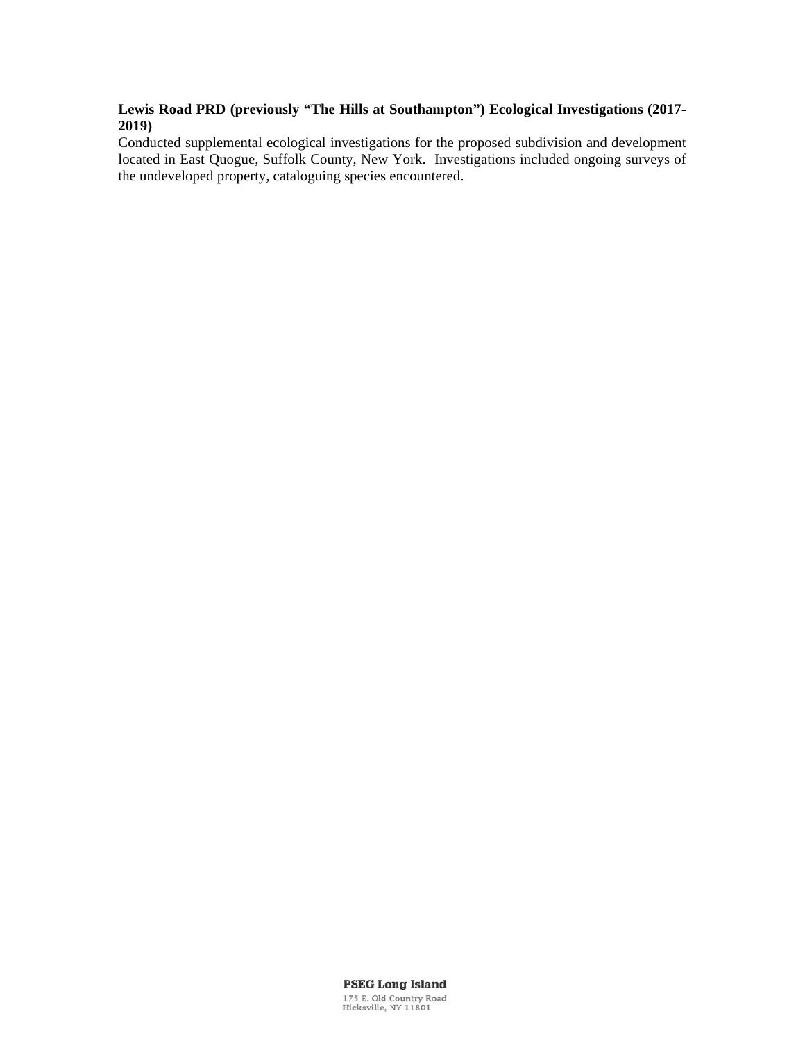**Lewis Road PRD (previously "The Hills at Southampton") Ecological Investigations (2017-2019)**

Conducted supplemental ecological investigations for the proposed subdivision and development located in East Quogue, Suffolk County, New York. Investigations included ongoing surveys of the undeveloped property, cataloguing species encountered.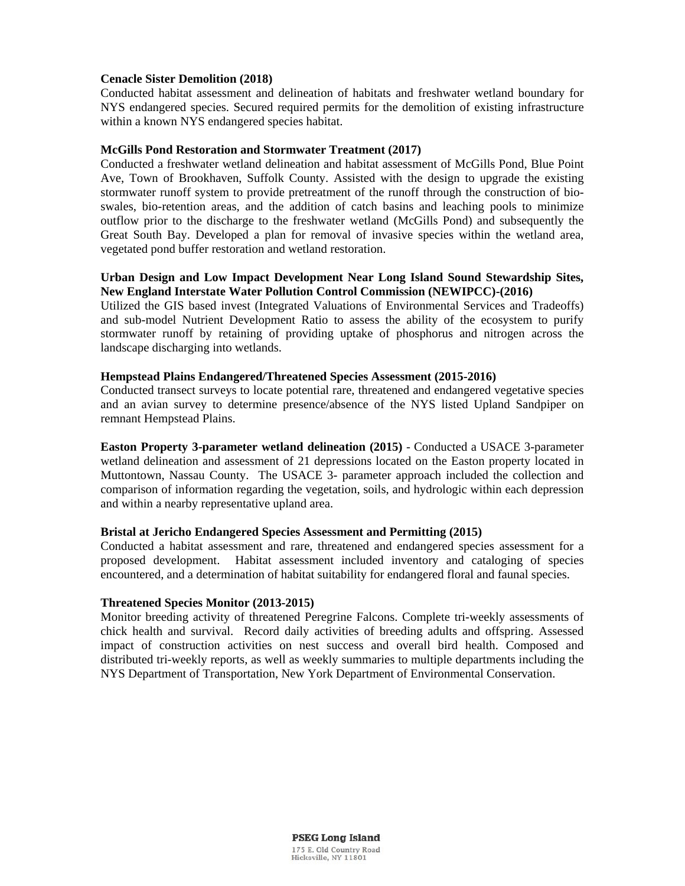**Cenacle Sister Demolition (2018)**
Conducted habitat assessment and delineation of habitats and freshwater wetland boundary for NYS endangered species. Secured required permits for the demolition of existing infrastructure within a known NYS endangered species habitat.

**McGills Pond Restoration and Stormwater Treatment (2017)**
Conducted a freshwater wetland delineation and habitat assessment of McGills Pond, Blue Point Ave, Town of Brookhaven, Suffolk County. Assisted with the design to upgrade the existing stormwater runoff system to provide pretreatment of the runoff through the construction of bio-swales, bio-retention areas, and the addition of catch basins and leaching pools to minimize outflow prior to the discharge to the freshwater wetland (McGills Pond) and subsequently the Great South Bay. Developed a plan for removal of invasive species within the wetland area, vegetated pond buffer restoration and wetland restoration.

**Urban Design and Low Impact Development Near Long Island Sound Stewardship Sites, New England Interstate Water Pollution Control Commission (NEWIPCC)-(2016)**
Utilized the GIS based invest (Integrated Valuations of Environmental Services and Tradeoffs) and sub-model Nutrient Development Ratio to assess the ability of the ecosystem to purify stormwater runoff by retaining of providing uptake of phosphorus and nitrogen across the landscape discharging into wetlands.

**Hempstead Plains Endangered/Threatened Species Assessment (2015-2016)**
Conducted transect surveys to locate potential rare, threatened and endangered vegetative species and an avian survey to determine presence/absence of the NYS listed Upland Sandpiper on remnant Hempstead Plains.

**Easton Property 3-parameter wetland delineation (2015)** - Conducted a USACE 3-parameter wetland delineation and assessment of 21 depressions located on the Easton property located in Muttontown, Nassau County. The USACE 3- parameter approach included the collection and comparison of information regarding the vegetation, soils, and hydrologic within each depression and within a nearby representative upland area.

**Bristal at Jericho Endangered Species Assessment and Permitting (2015)**
Conducted a habitat assessment and rare, threatened and endangered species assessment for a proposed development. Habitat assessment included inventory and cataloging of species encountered, and a determination of habitat suitability for endangered floral and faunal species.

**Threatened Species Monitor (2013-2015)**
Monitor breeding activity of threatened Peregrine Falcons. Complete tri-weekly assessments of chick health and survival. Record daily activities of breeding adults and offspring. Assessed impact of construction activities on nest success and overall bird health. Composed and distributed tri-weekly reports, as well as weekly summaries to multiple departments including the NYS Department of Transportation, New York Department of Environmental Conservation.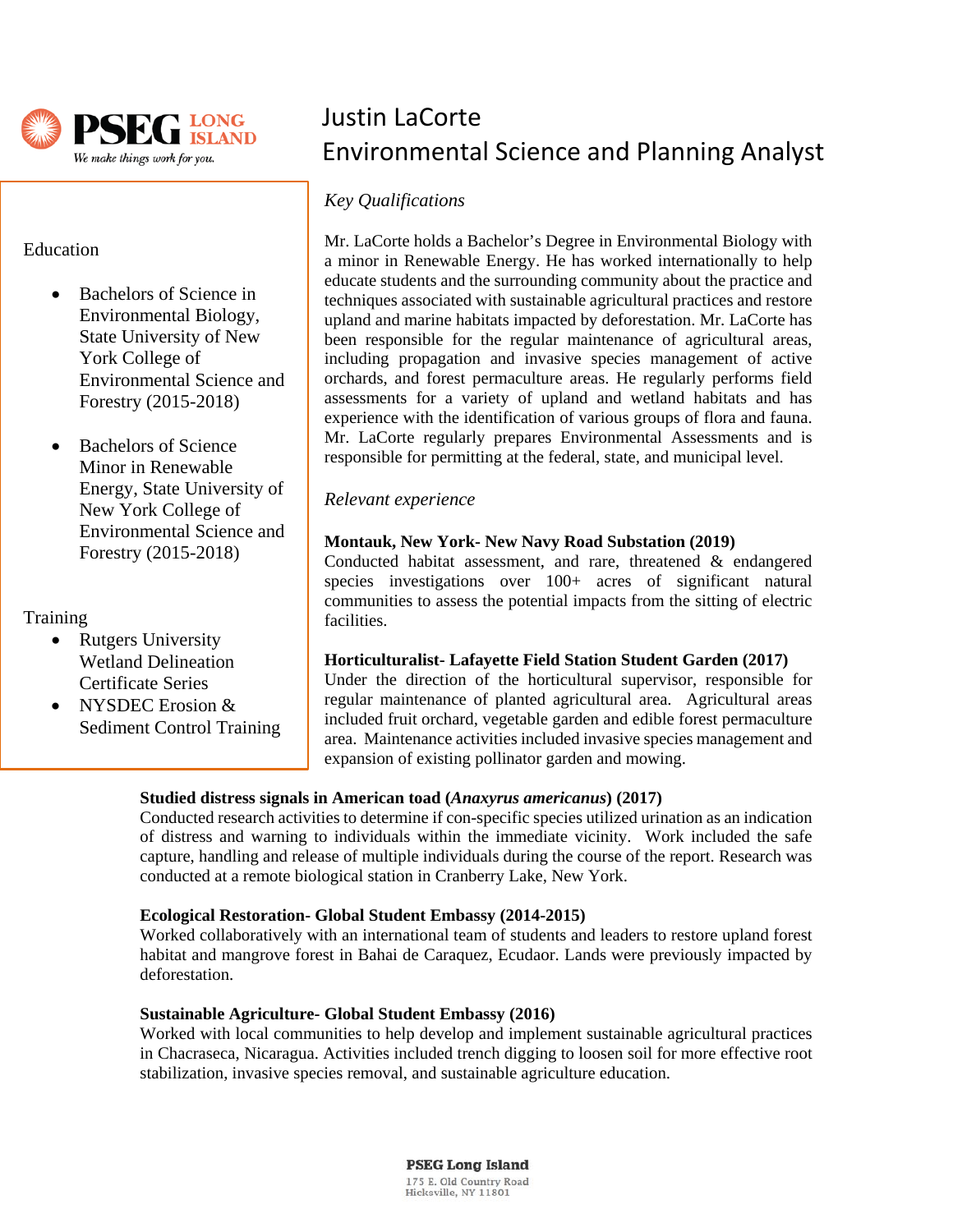# Justin LaCorte
## Environmental Science and Planning Analyst

### Education

- Bachelors of Science in Environmental Biology, State University of New York College of Environmental Science and Forestry (2015-2018)
- Bachelors of Science Minor in Renewable Energy, State University of New York College of Environmental Science and Forestry (2015-2018)

### Training

- Rutgers University Wetland Delineation Certificate Series
- NYSDEC Erosion & Sediment Control Training

*Key Qualifications*

Mr. LaCorte holds a Bachelor's Degree in Environmental Biology with a minor in Renewable Energy. He has worked internationally to help educate students and the surrounding community about the practice and techniques associated with sustainable agricultural practices and restore upland and marine habitats impacted by deforestation. Mr. LaCorte has been responsible for the regular maintenance of agricultural areas, including propagation and invasive species management of active orchards, and forest permaculture areas. He regularly performs field assessments for a variety of upland and wetland habitats and has experience with the identification of various groups of flora and fauna. Mr. LaCorte regularly prepares Environmental Assessments and is responsible for permitting at the federal, state, and municipal level.

*Relevant experience*

**Montauk, New York- New Navy Road Substation (2019)**
Conducted habitat assessment, and rare, threatened & endangered species investigations over 100+ acres of significant natural communities to assess the potential impacts from the sitting of electric facilities.

**Horticulturalist- Lafayette Field Station Student Garden (2017)**
Under the direction of the horticultural supervisor, responsible for regular maintenance of planted agricultural area. Agricultural areas included fruit orchard, vegetable garden and edible forest permaculture area. Maintenance activities included invasive species management and expansion of existing pollinator garden and mowing.

**Studied distress signals in American toad (*Anaxyrus americanus*) (2017)**
Conducted research activities to determine if con-specific species utilized urination as an indication of distress and warning to individuals within the immediate vicinity. Work included the safe capture, handling and release of multiple individuals during the course of the report. Research was conducted at a remote biological station in Cranberry Lake, New York.

**Ecological Restoration- Global Student Embassy (2014-2015)**
Worked collaboratively with an international team of students and leaders to restore upland forest habitat and mangrove forest in Bahai de Caraquez, Ecudaor. Lands were previously impacted by deforestation.

**Sustainable Agriculture- Global Student Embassy (2016)**
Worked with local communities to help develop and implement sustainable agricultural practices in Chacraseca, Nicaragua. Activities included trench digging to loosen soil for more effective root stabilization, invasive species removal, and sustainable agriculture education.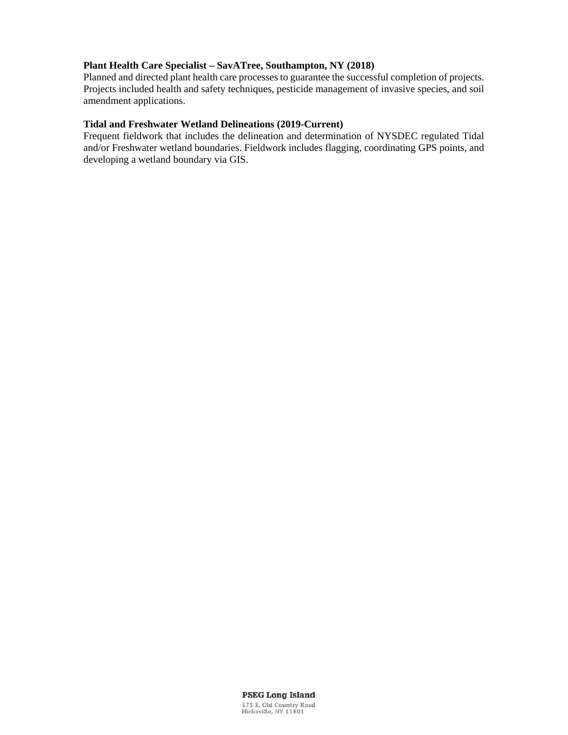**Plant Health Care Specialist – SavATree, Southampton, NY (2018)**
Planned and directed plant health care processes to guarantee the successful completion of projects. Projects included health and safety techniques, pesticide management of invasive species, and soil amendment applications.

**Tidal and Freshwater Wetland Delineations (2019-Current)**
Frequent fieldwork that includes the delineation and determination of NYSDEC regulated Tidal and/or Freshwater wetland boundaries. Fieldwork includes flagging, coordinating GPS points, and developing a wetland boundary via GIS.